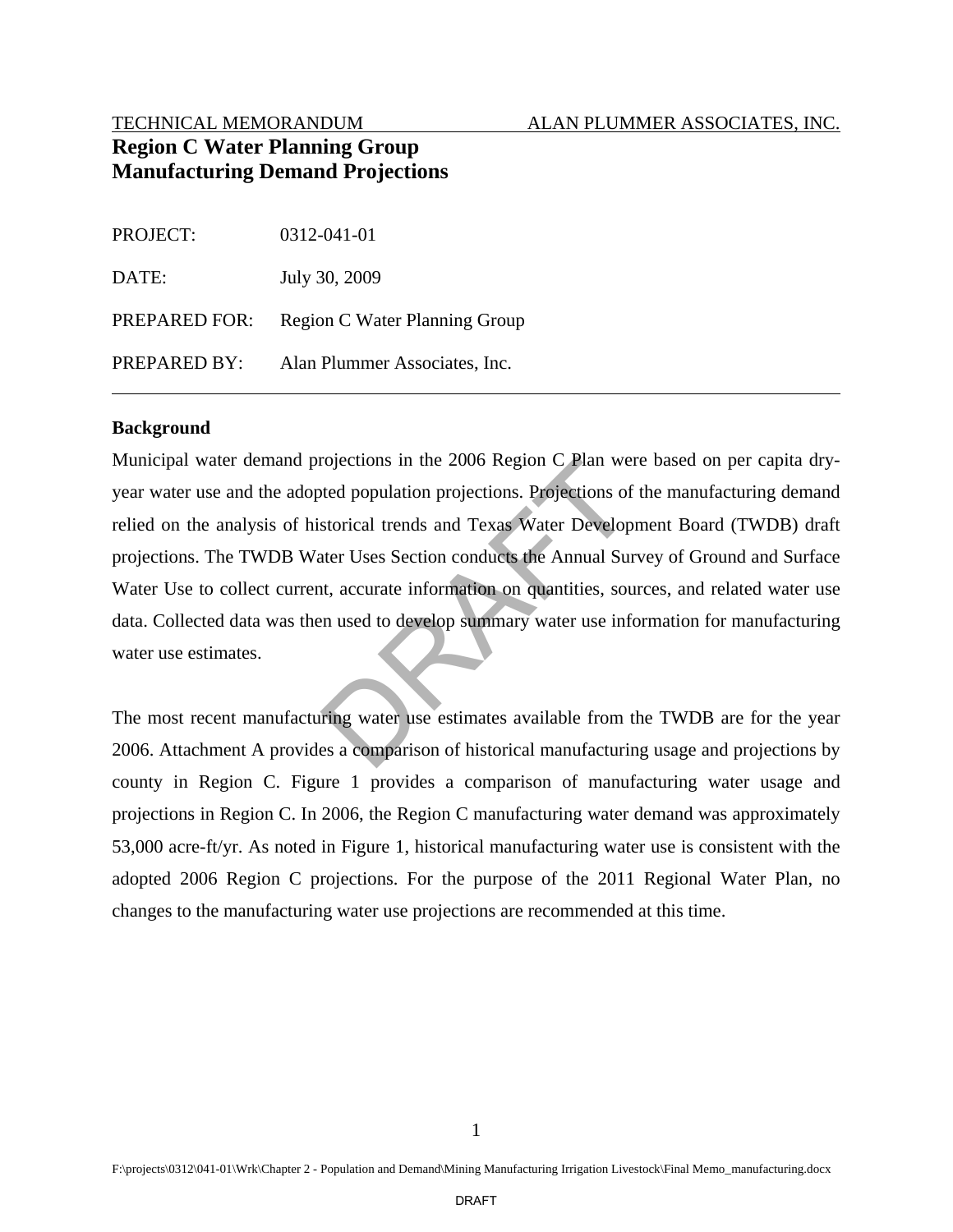TECHNICAL MEMORANDUM ALAN PLUMMER ASSOCIATES, INC.

# Region C Water Planning Group
# Manufacturing Demand Projections

| | |
|---|---|
| PROJECT: | 0312-041-01 |
| DATE: | July 30, 2009 |
| PREPARED FOR: | Region C Water Planning Group |
| PREPARED BY: | Alan Plummer Associates, Inc. |

---

## Background

Municipal water demand projections in the 2006 Region C Plan were based on per capita dry-year water use and the adopted population projections. Projections of the manufacturing demand relied on the analysis of historical trends and Texas Water Development Board (TWDB) draft projections. The TWDB Water Uses Section conducts the Annual Survey of Ground and Surface Water Use to collect current, accurate information on quantities, sources, and related water use data. Collected data was then used to develop summary water use information for manufacturing water use estimates.

The most recent manufacturing water use estimates available from the TWDB are for the year 2006. Attachment A provides a comparison of historical manufacturing usage and projections by county in Region C. Figure 1 provides a comparison of manufacturing water usage and projections in Region C. In 2006, the Region C manufacturing water demand was approximately 53,000 acre-ft/yr. As noted in Figure 1, historical manufacturing water use is consistent with the adopted 2006 Region C projections. For the purpose of the 2011 Regional Water Plan, no changes to the manufacturing water use projections are recommended at this time.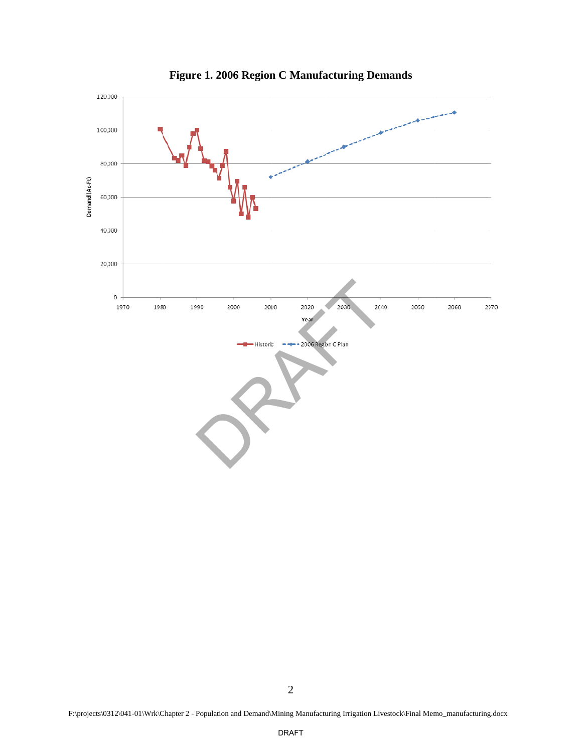**Figure 1. 2006 Region C Manufacturing Demands**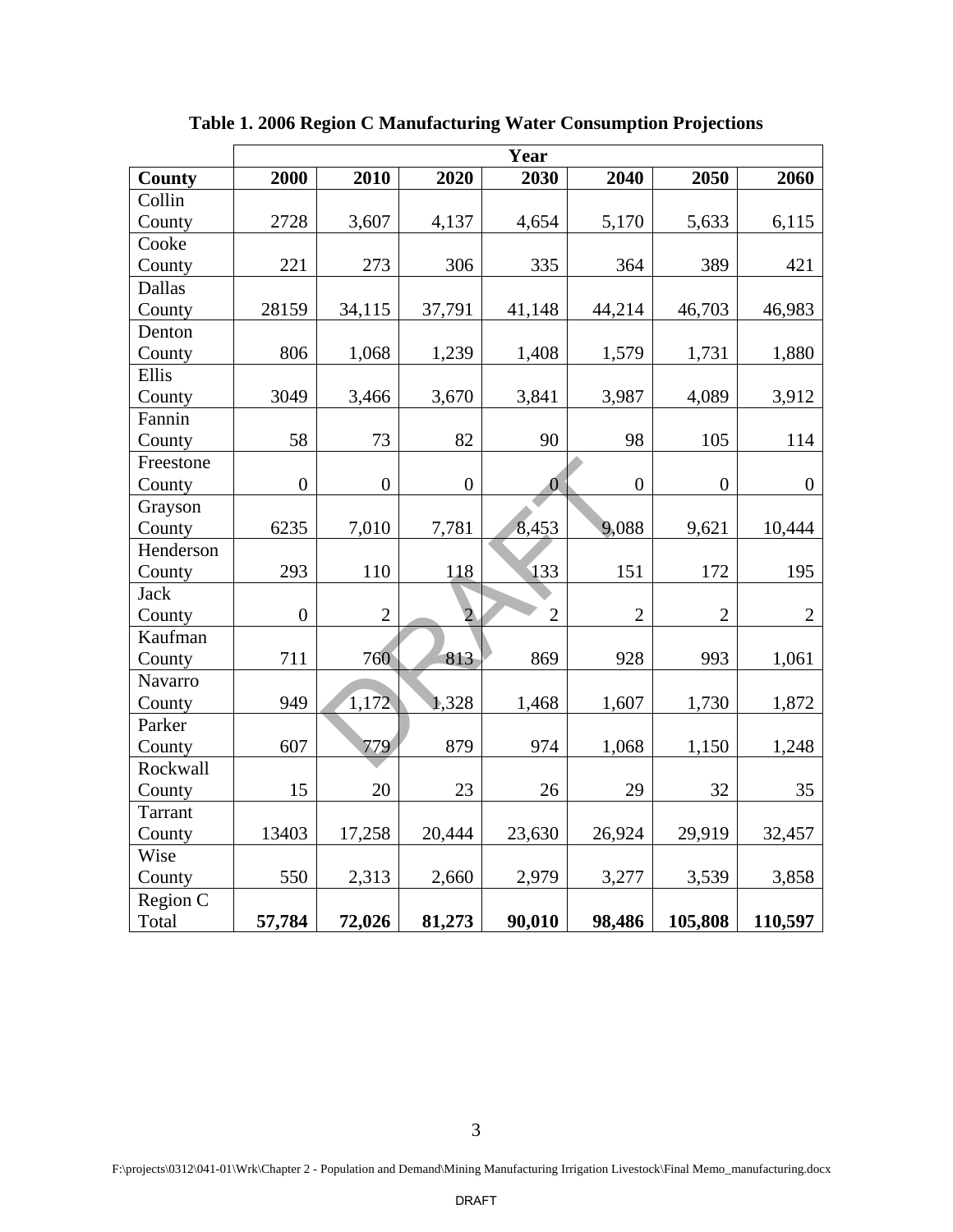**Table 1. 2006 Region C Manufacturing Water Consumption Projections**

| | Year | | | | | | |
|---|---|---|---|---|---|---|---|
| **County** | **2000** | **2010** | **2020** | **2030** | **2040** | **2050** | **2060** |
| Collin County | 2728 | 3,607 | 4,137 | 4,654 | 5,170 | 5,633 | 6,115 |
| Cooke County | 221 | 273 | 306 | 335 | 364 | 389 | 421 |
| Dallas County | 28159 | 34,115 | 37,791 | 41,148 | 44,214 | 46,703 | 46,983 |
| Denton County | 806 | 1,068 | 1,239 | 1,408 | 1,579 | 1,731 | 1,880 |
| Ellis County | 3049 | 3,466 | 3,670 | 3,841 | 3,987 | 4,089 | 3,912 |
| Fannin County | 58 | 73 | 82 | 90 | 98 | 105 | 114 |
| Freestone County | 0 | 0 | 0 | 0 | 0 | 0 | 0 |
| Grayson County | 6235 | 7,010 | 7,781 | 8,453 | 9,088 | 9,621 | 10,444 |
| Henderson County | 293 | 110 | 118 | 133 | 151 | 172 | 195 |
| Jack County | 0 | 2 | 2 | 2 | 2 | 2 | 2 |
| Kaufman County | 711 | 760 | 813 | 869 | 928 | 993 | 1,061 |
| Navarro County | 949 | 1,172 | 1,328 | 1,468 | 1,607 | 1,730 | 1,872 |
| Parker County | 607 | 779 | 879 | 974 | 1,068 | 1,150 | 1,248 |
| Rockwall County | 15 | 20 | 23 | 26 | 29 | 32 | 35 |
| Tarrant County | 13403 | 17,258 | 20,444 | 23,630 | 26,924 | 29,919 | 32,457 |
| Wise County | 550 | 2,313 | 2,660 | 2,979 | 3,277 | 3,539 | 3,858 |
| Region C Total | **57,784** | **72,026** | **81,273** | **90,010** | **98,486** | **105,808** | **110,597** |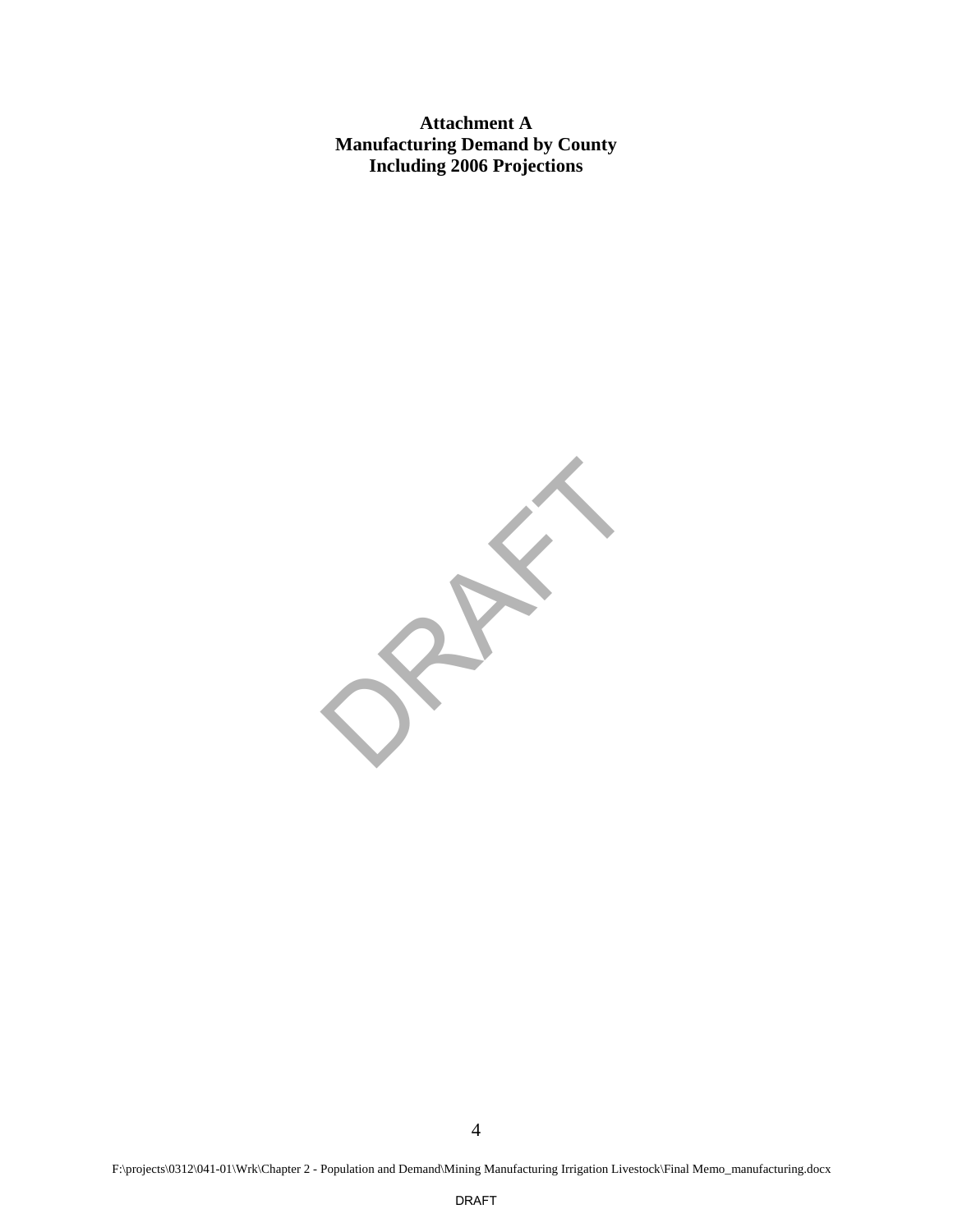# Attachment A
# Manufacturing Demand by County
# Including 2006 Projections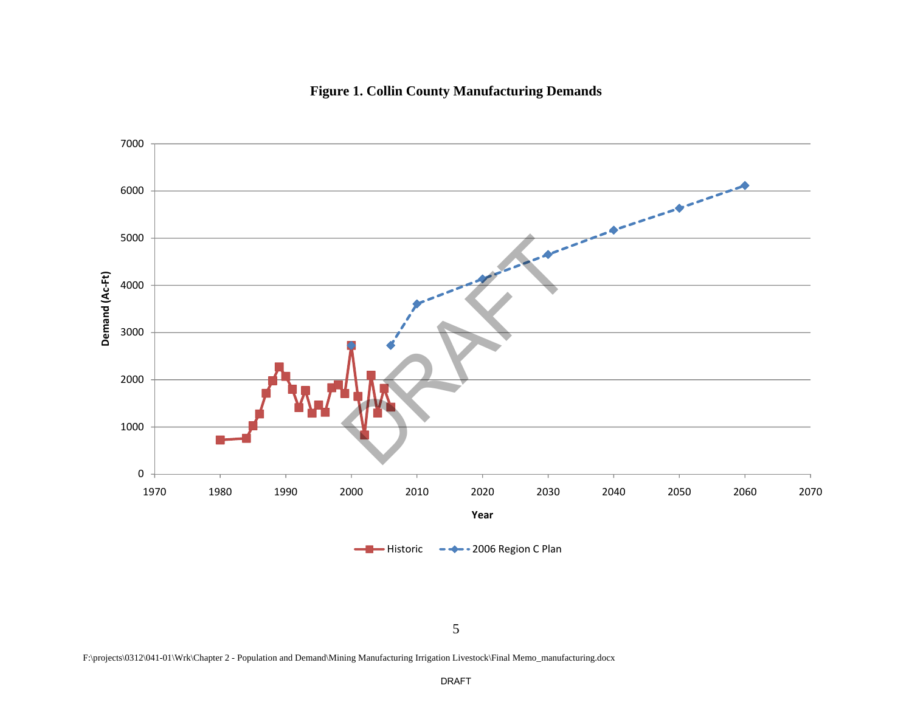**Figure 1. Collin County Manufacturing Demands**

F:\projects\0312\041-01\Wrk\Chapter 2 - Population and Demand\Mining Manufacturing Irrigation Livestock\Final Memo_manufacturing.docx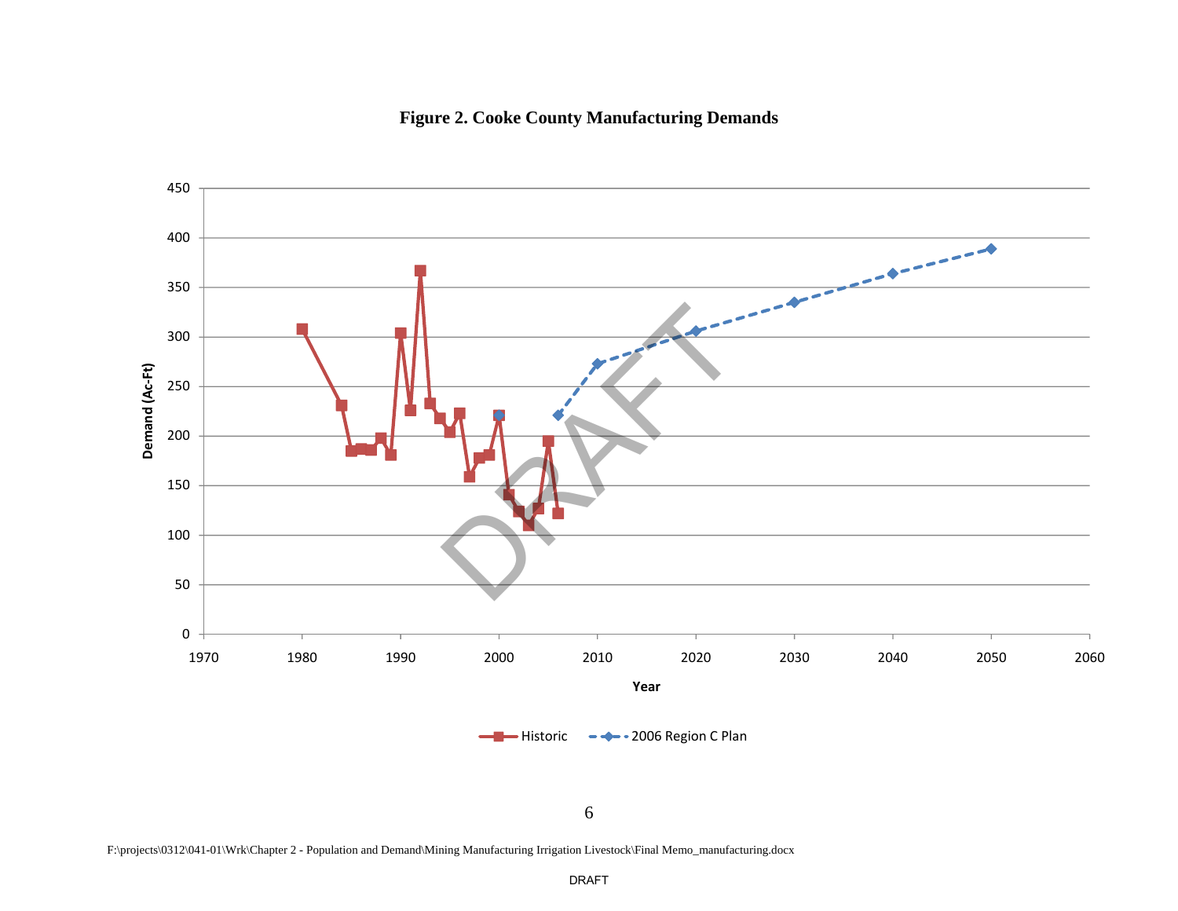**Figure 2. Cooke County Manufacturing Demands**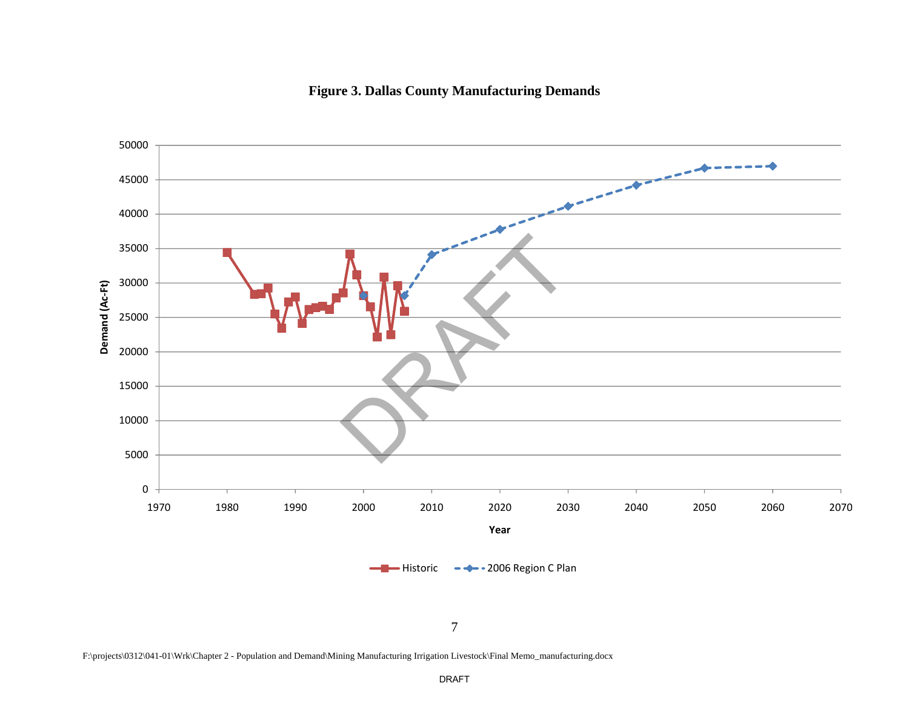**Figure 3. Dallas County Manufacturing Demands**

F:\projects\0312\041-01\Wrk\Chapter 2 - Population and Demand\Mining Manufacturing Irrigation Livestock\Final Memo_manufacturing.docx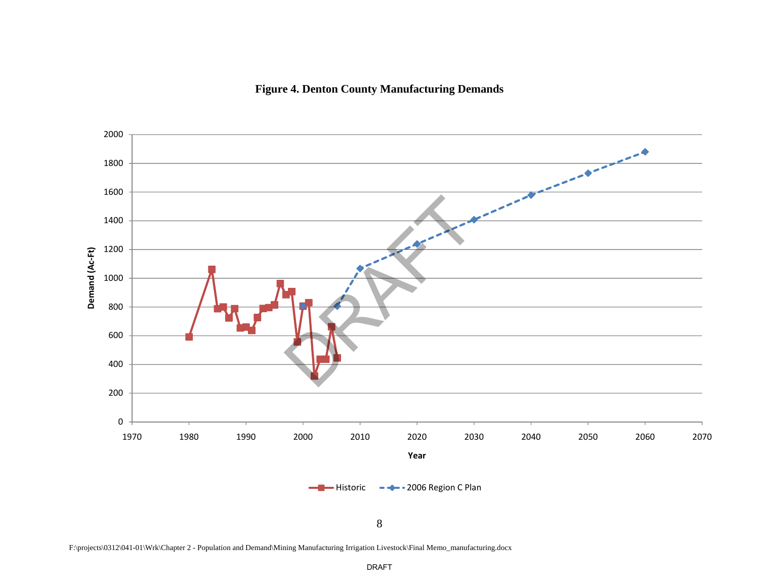**Figure 4. Denton County Manufacturing Demands**

F:\projects\0312\041-01\Wrk\Chapter 2 - Population and Demand\Mining Manufacturing Irrigation Livestock\Final Memo_manufacturing.docx

DRAFT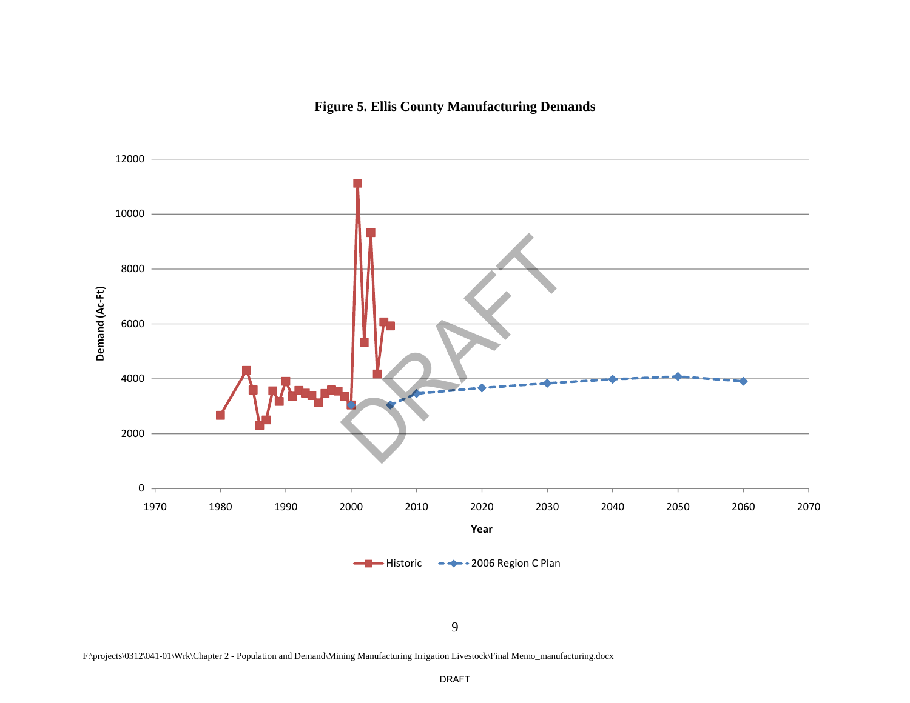**Figure 5. Ellis County Manufacturing Demands**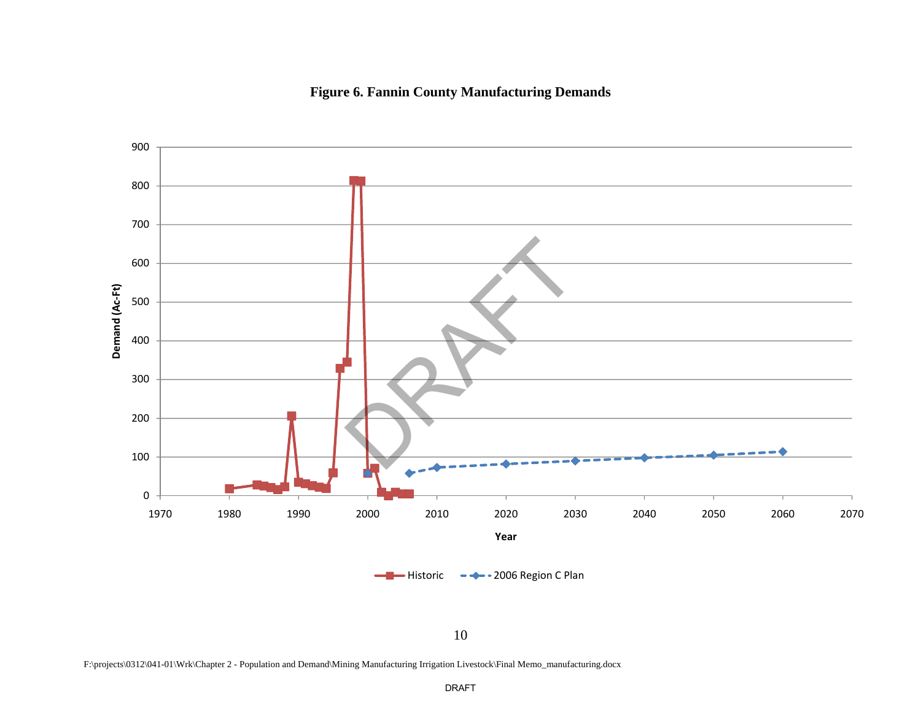**Figure 6. Fannin County Manufacturing Demands**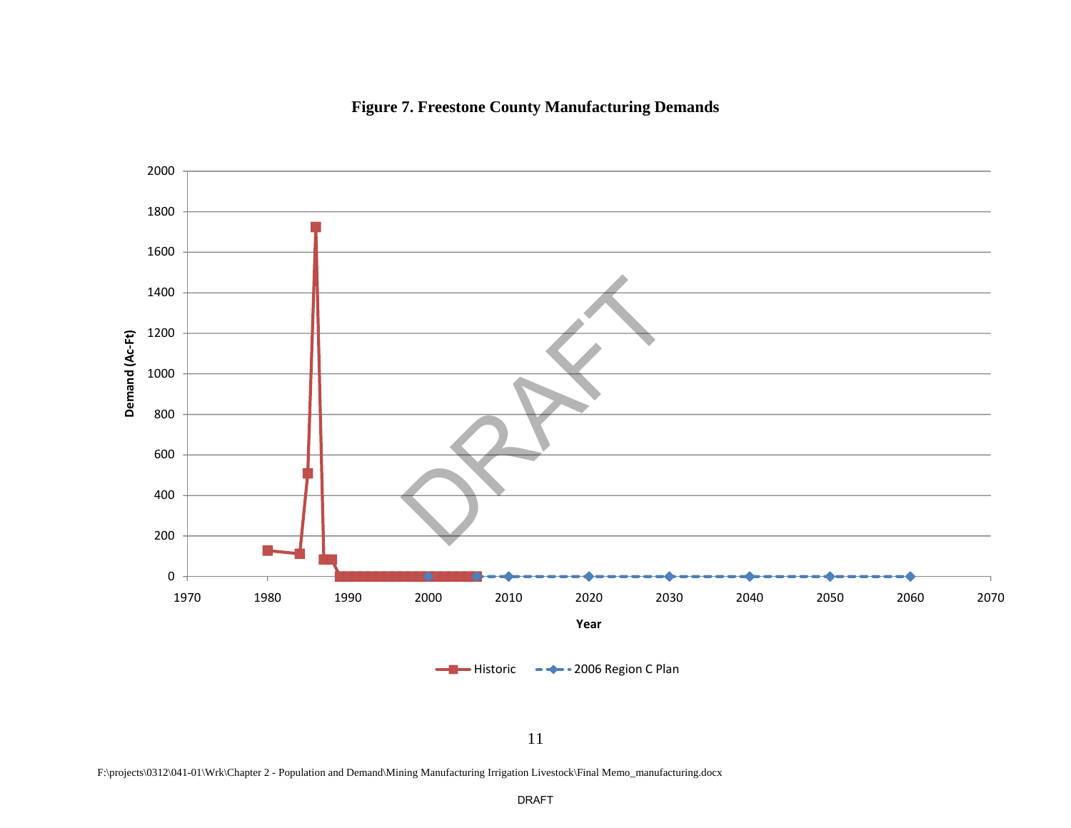**Figure 7. Freestone County Manufacturing Demands**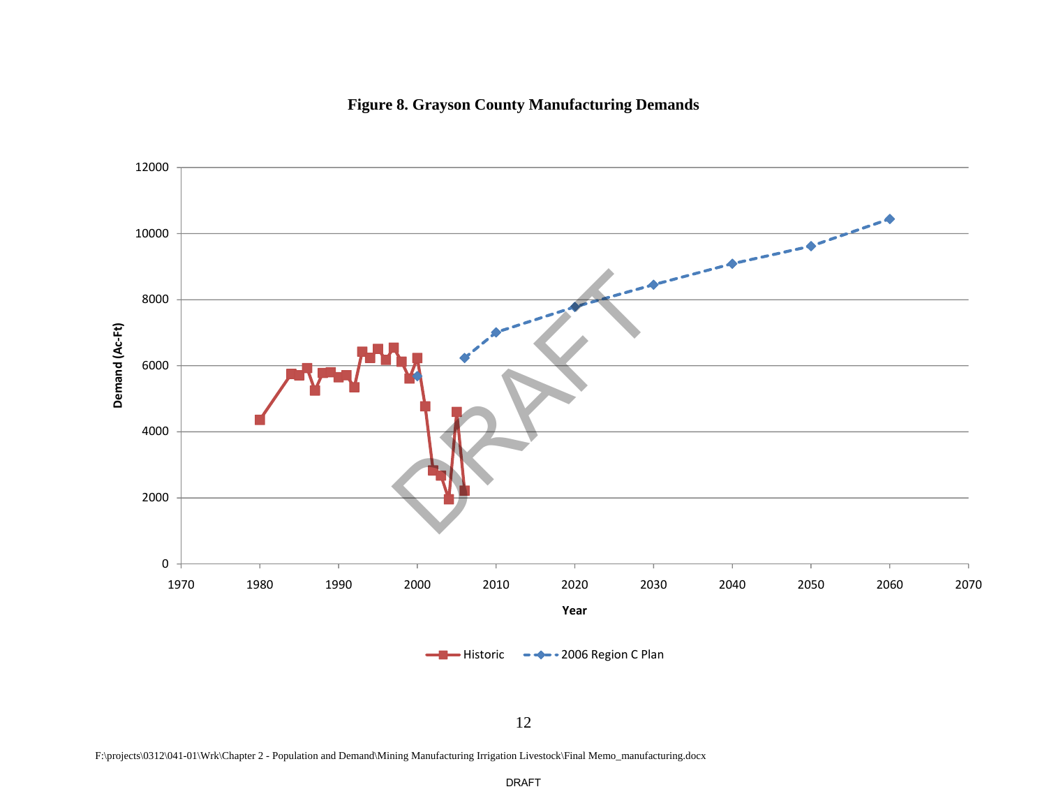**Figure 8. Grayson County Manufacturing Demands**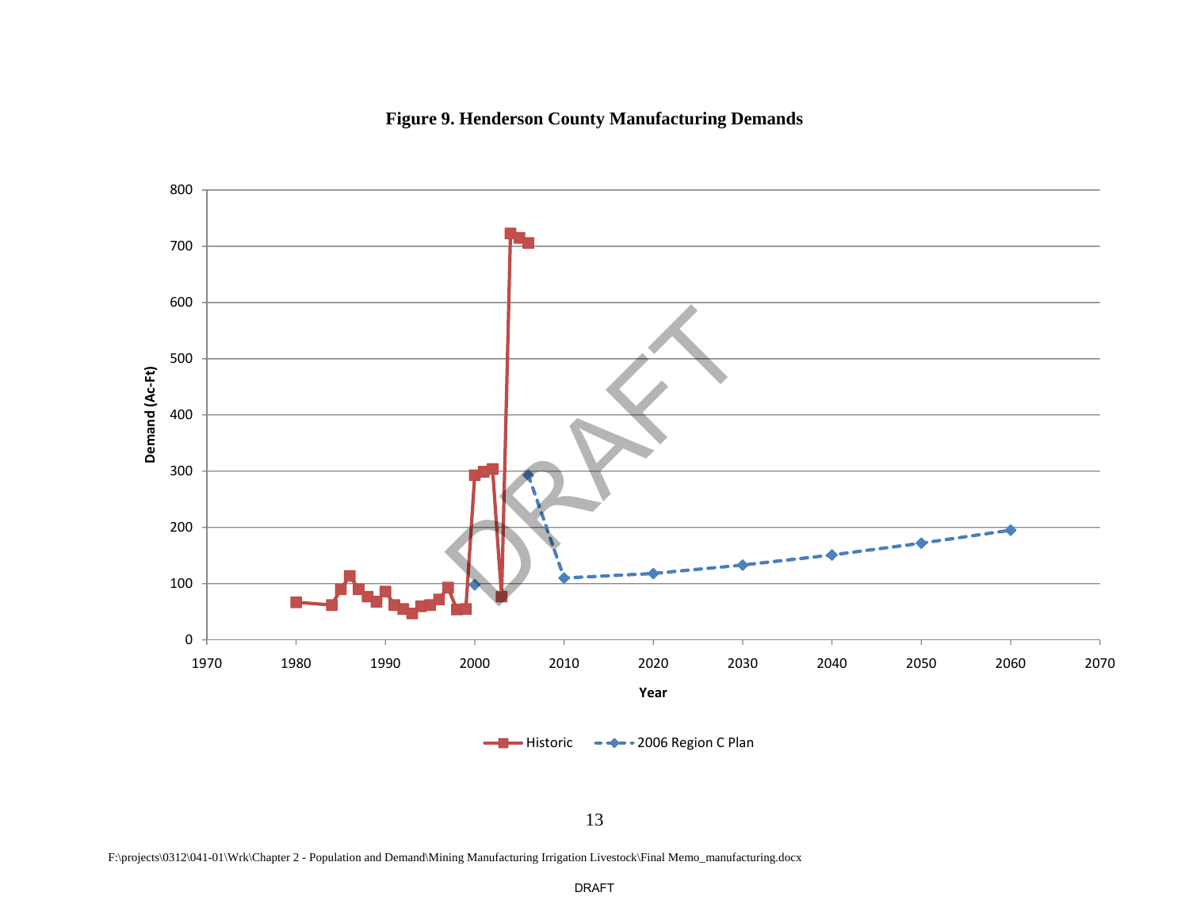**Figure 9. Henderson County Manufacturing Demands**

F:\projects\0312\041-01\Wrk\Chapter 2 - Population and Demand\Mining Manufacturing Irrigation Livestock\Final Memo_manufacturing.docx

DRAFT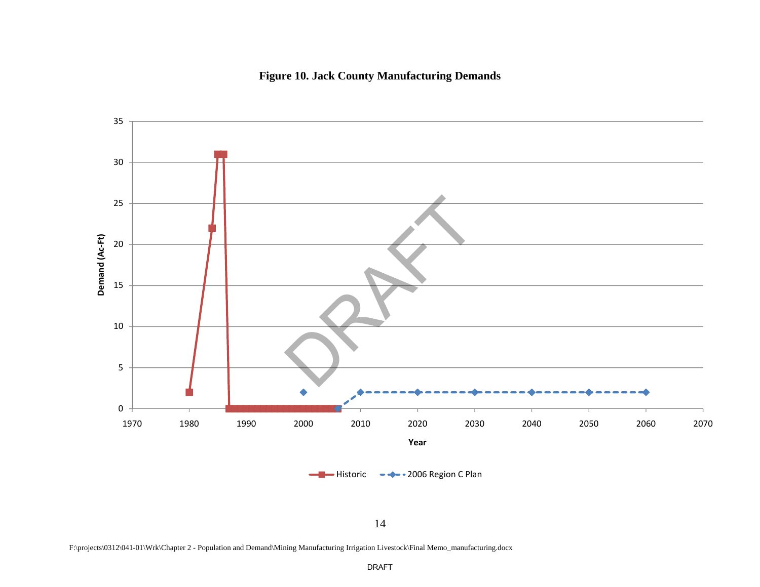**Figure 10. Jack County Manufacturing Demands**

F:\projects\0312\041-01\Wrk\Chapter 2 - Population and Demand\Mining Manufacturing Irrigation Livestock\Final Memo_manufacturing.docx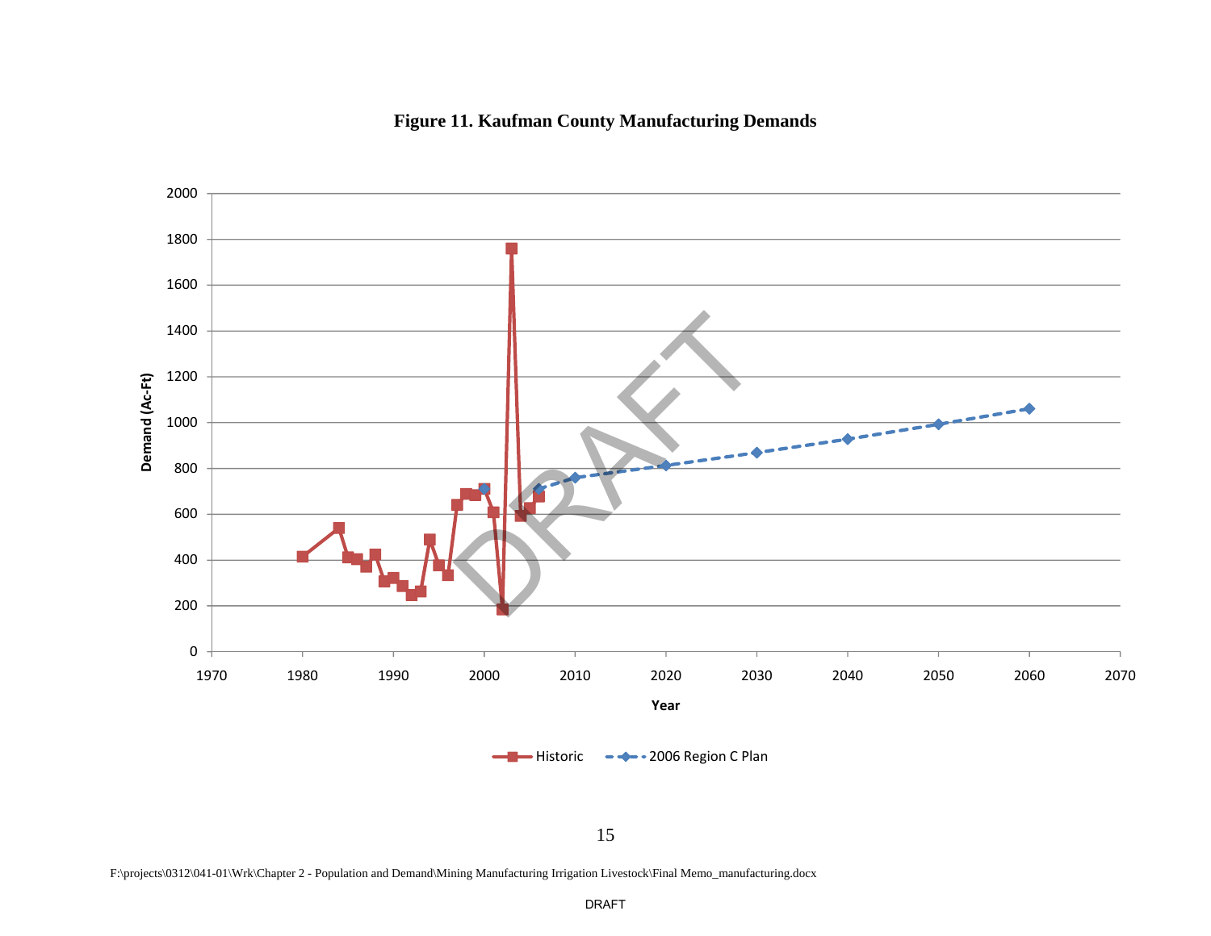**Figure 11. Kaufman County Manufacturing Demands**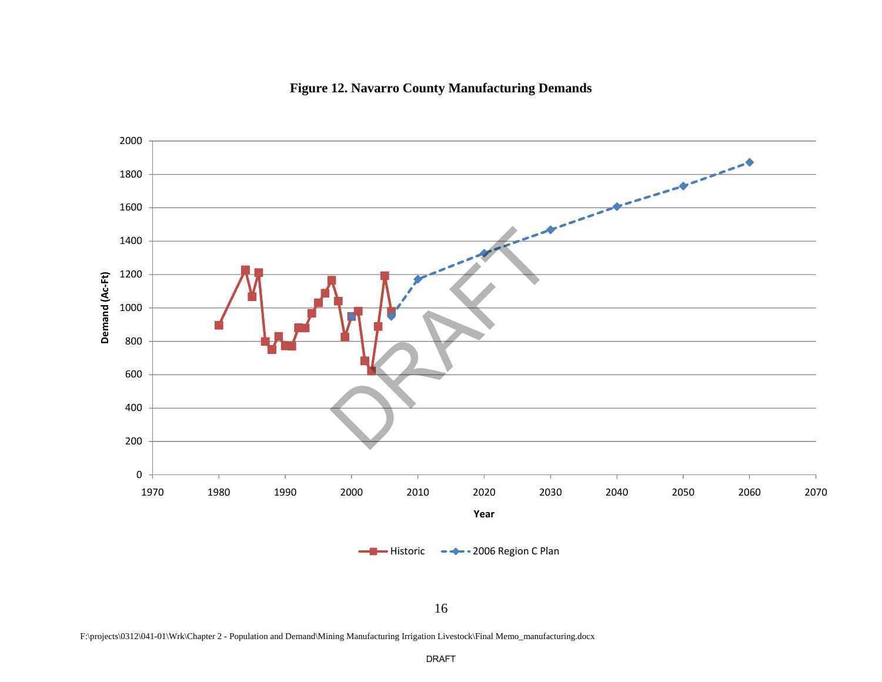**Figure 12. Navarro County Manufacturing Demands**

F:\projects\0312\041-01\Wrk\Chapter 2 - Population and Demand\Mining Manufacturing Irrigation Livestock\Final Memo_manufacturing.docx

DRAFT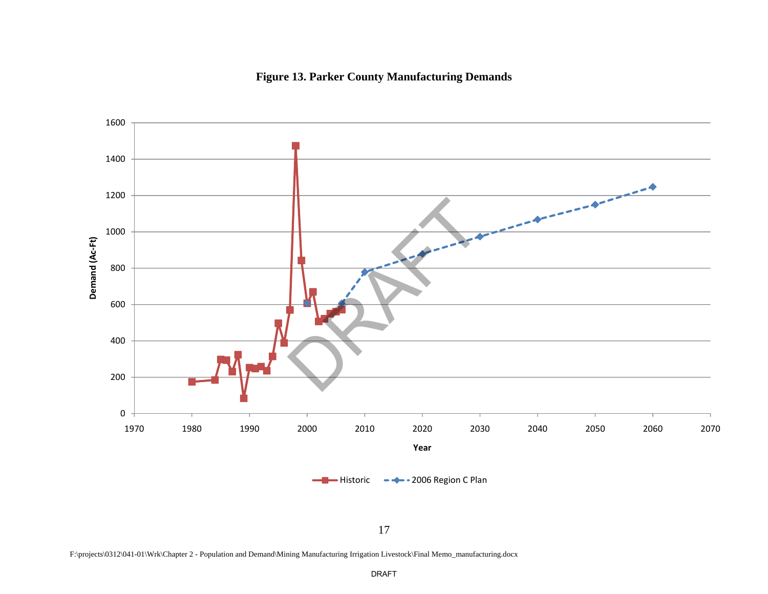**Figure 13. Parker County Manufacturing Demands**

F:\projects\0312\041-01\Wrk\Chapter 2 - Population and Demand\Mining Manufacturing Irrigation Livestock\Final Memo_manufacturing.docx

DRAFT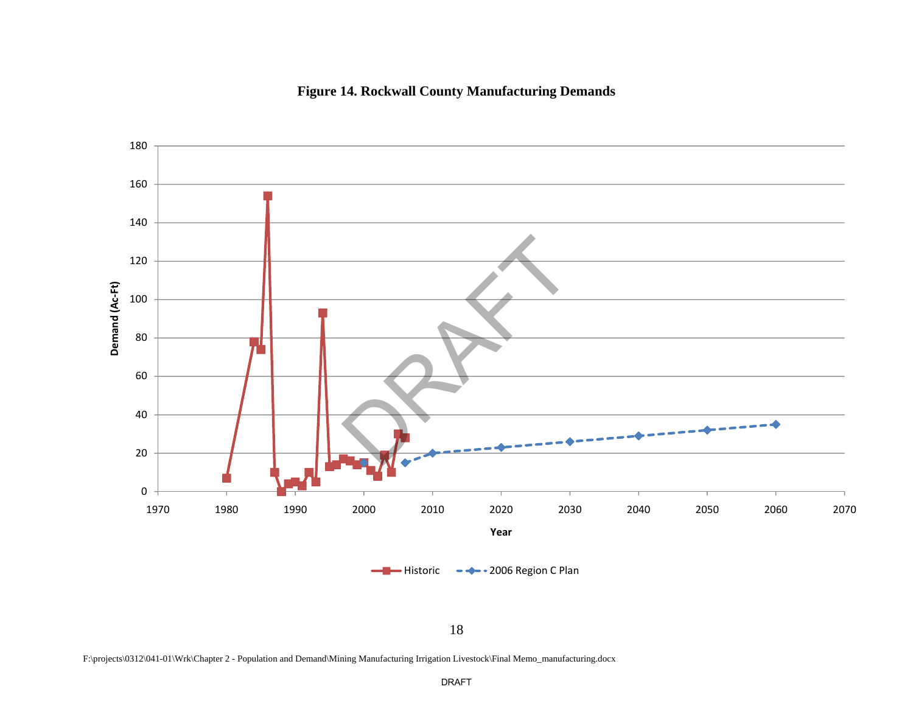**Figure 14. Rockwall County Manufacturing Demands**

F:\projects\0312\041-01\Wrk\Chapter 2 - Population and Demand\Mining Manufacturing Irrigation Livestock\Final Memo_manufacturing.docx

DRAFT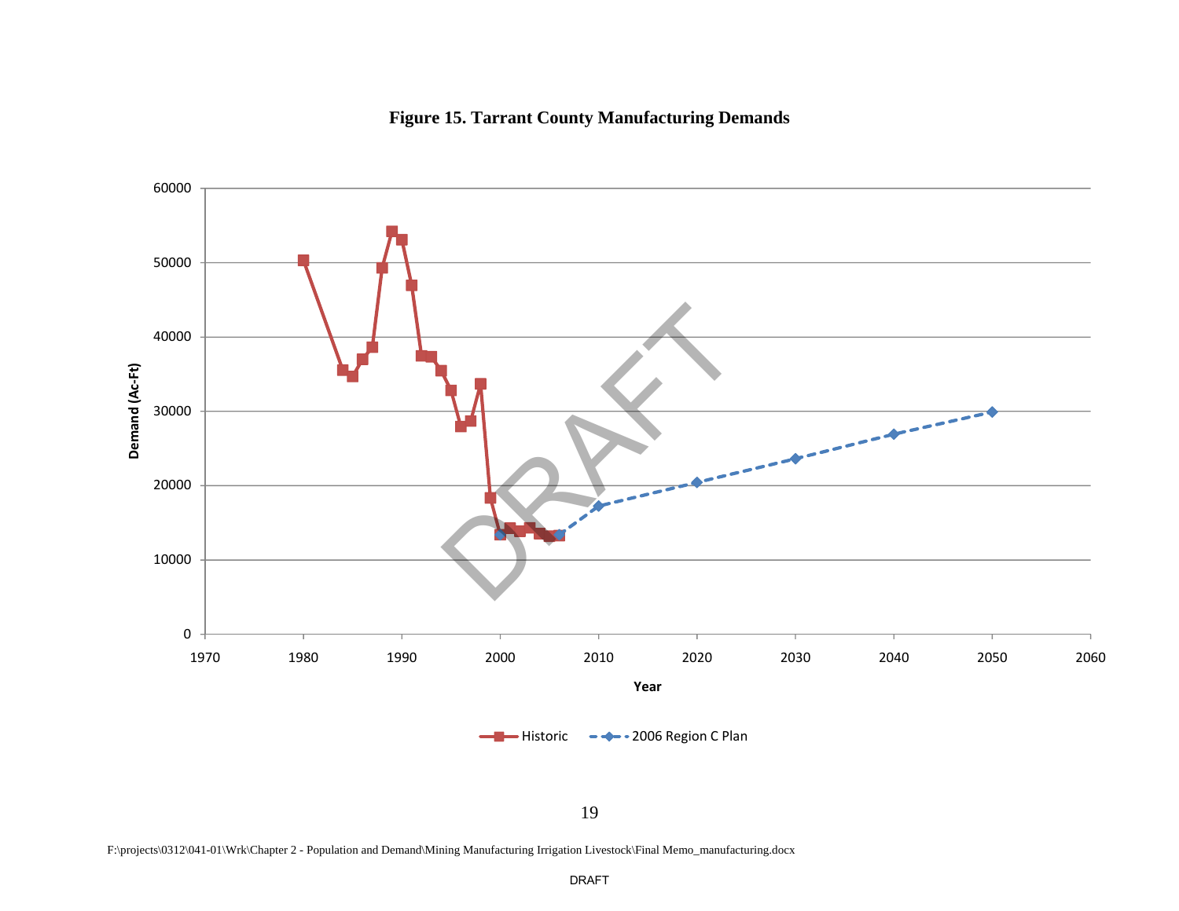**Figure 15. Tarrant County Manufacturing Demands**

F:\projects\0312\041-01\Wrk\Chapter 2 - Population and Demand\Mining Manufacturing Irrigation Livestock\Final Memo_manufacturing.docx

DRAFT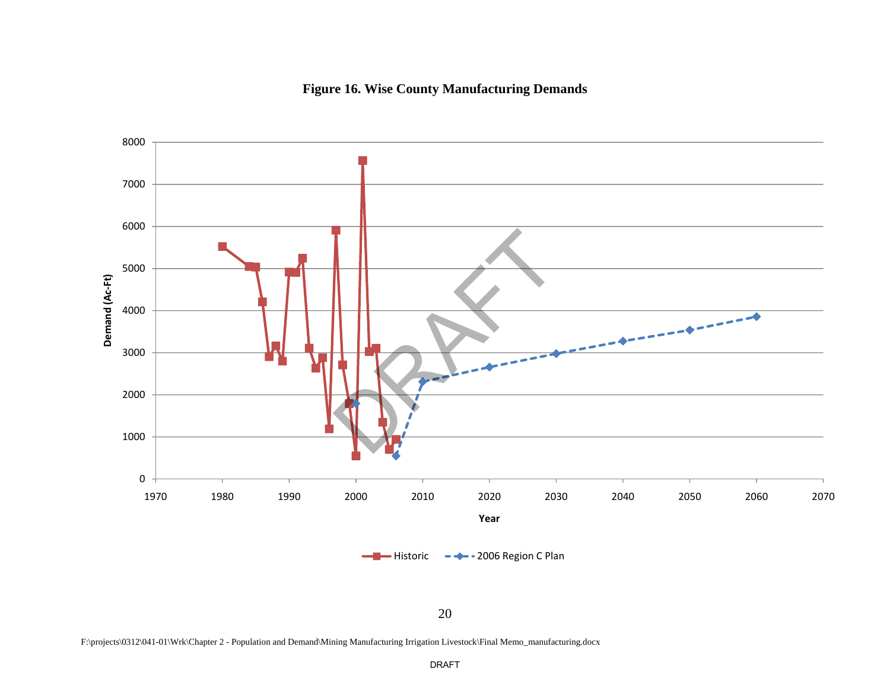**Figure 16. Wise County Manufacturing Demands**

Demand (Ac-Ft)

8000
7000
6000
5000
4000
3000
2000
1000
0

1970 1980 1990 2000 2010 2020 2030 2040 2050 2060 2070

Year

Historic
2006 Region C Plan

DRAFT

F:\projects\0312\041-01\Wrk\Chapter 2 - Population and Demand\Mining Manufacturing Irrigation Livestock\Final Memo_manufacturing.docx

DRAFT